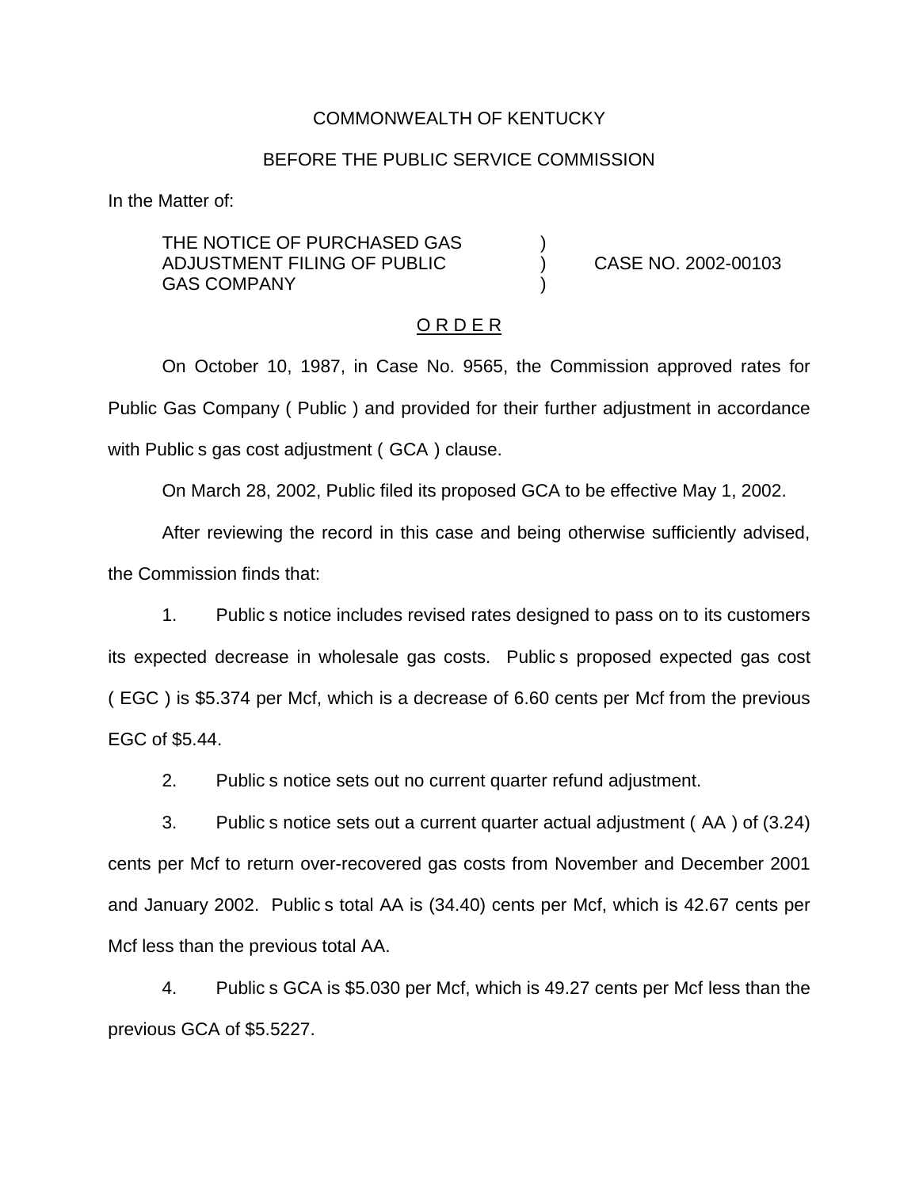COMMONWEALTH OF KENTUCKY

BEFORE THE PUBLIC SERVICE COMMISSION

In the Matter of:

| | | |
|---|---|---|
| THE NOTICE OF PURCHASED GAS ADJUSTMENT FILING OF PUBLIC GAS COMPANY | ) ) ) | CASE NO. 2002-00103 |

O R D E R

On October 10, 1987, in Case No. 9565, the Commission approved rates for Public Gas Company ( Public ) and provided for their further adjustment in accordance with Public s gas cost adjustment ( GCA ) clause.

On March 28, 2002, Public filed its proposed GCA to be effective May 1, 2002.

After reviewing the record in this case and being otherwise sufficiently advised, the Commission finds that:

1. Public s notice includes revised rates designed to pass on to its customers its expected decrease in wholesale gas costs. Public s proposed expected gas cost ( EGC ) is $5.374 per Mcf, which is a decrease of 6.60 cents per Mcf from the previous EGC of $5.44.

2. Public s notice sets out no current quarter refund adjustment.

3. Public s notice sets out a current quarter actual adjustment ( AA ) of (3.24) cents per Mcf to return over-recovered gas costs from November and December 2001 and January 2002. Public s total AA is (34.40) cents per Mcf, which is 42.67 cents per Mcf less than the previous total AA.

4. Public s GCA is $5.030 per Mcf, which is 49.27 cents per Mcf less than the previous GCA of $5.5227.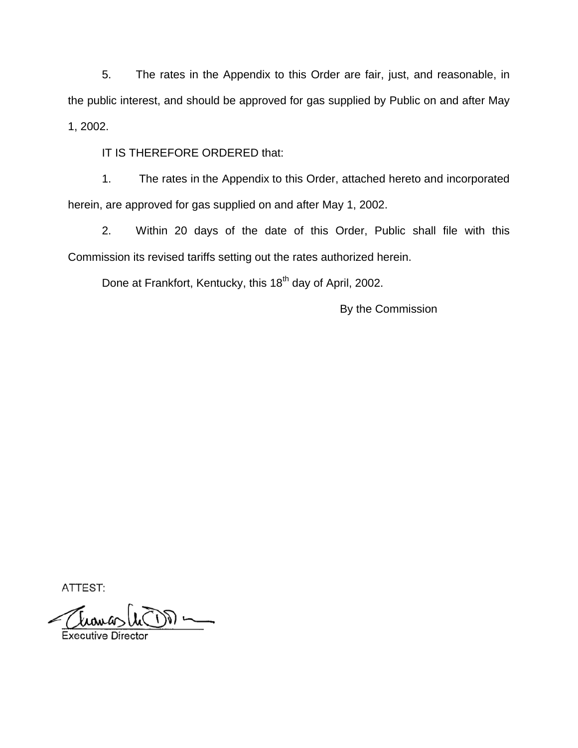5. The rates in the Appendix to this Order are fair, just, and reasonable, in the public interest, and should be approved for gas supplied by Public on and after May 1, 2002.

IT IS THEREFORE ORDERED that:

1. The rates in the Appendix to this Order, attached hereto and incorporated herein, are approved for gas supplied on and after May 1, 2002.

2. Within 20 days of the date of this Order, Public shall file with this Commission its revised tariffs setting out the rates authorized herein.

Done at Frankfort, Kentucky, this 18th day of April, 2002.

By the Commission

ATTEST:

Executive Director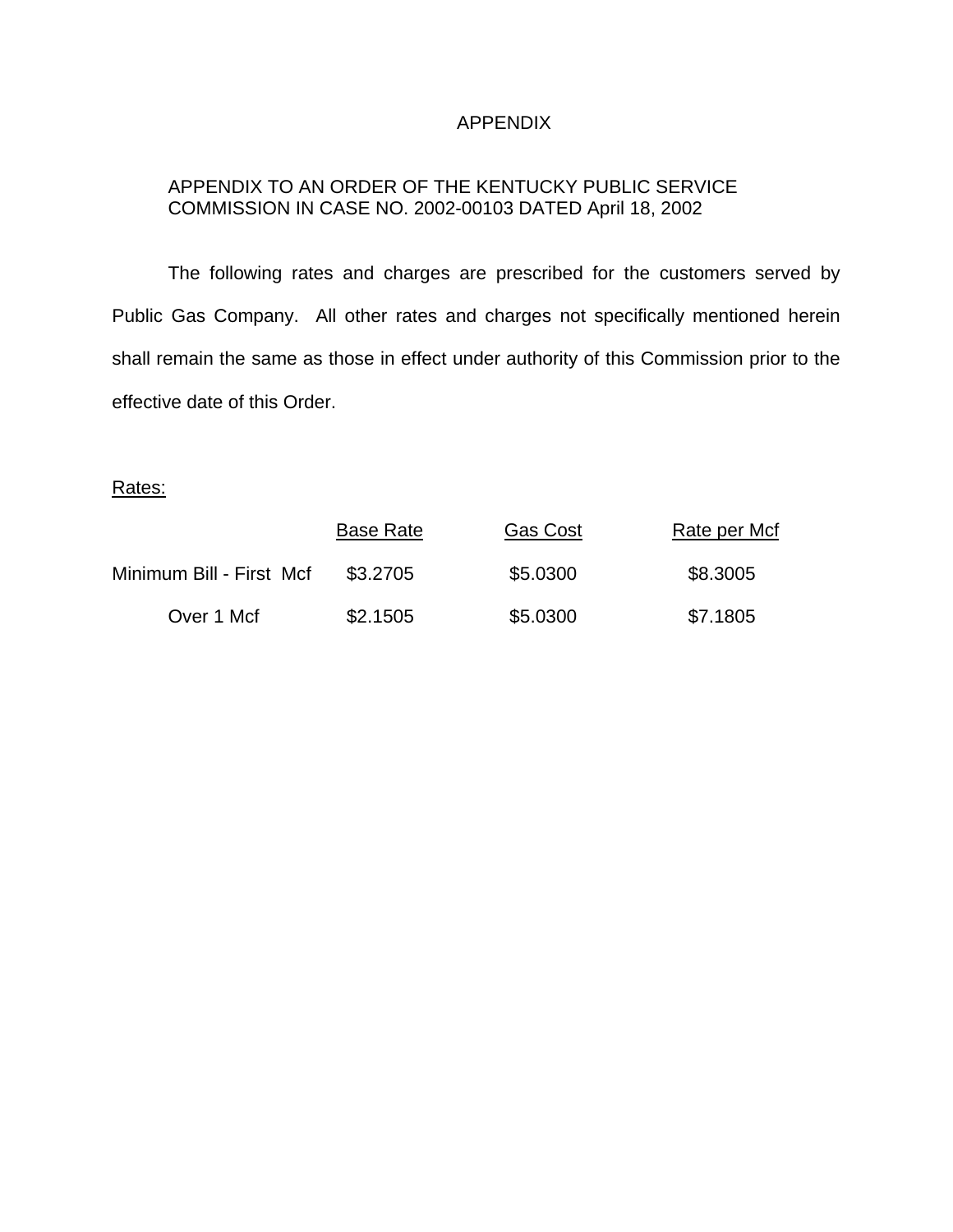# APPENDIX

APPENDIX TO AN ORDER OF THE KENTUCKY PUBLIC SERVICE COMMISSION IN CASE NO. 2002-00103 DATED April 18, 2002

The following rates and charges are prescribed for the customers served by Public Gas Company. All other rates and charges not specifically mentioned herein shall remain the same as those in effect under authority of this Commission prior to the effective date of this Order.

Rates:

| | Base Rate | Gas Cost | Rate per Mcf |
|---|---|---|---|
| Minimum Bill - First Mcf | \$3.2705 | \$5.0300 | \$8.3005 |
| Over 1 Mcf | \$2.1505 | \$5.0300 | \$7.1805 |